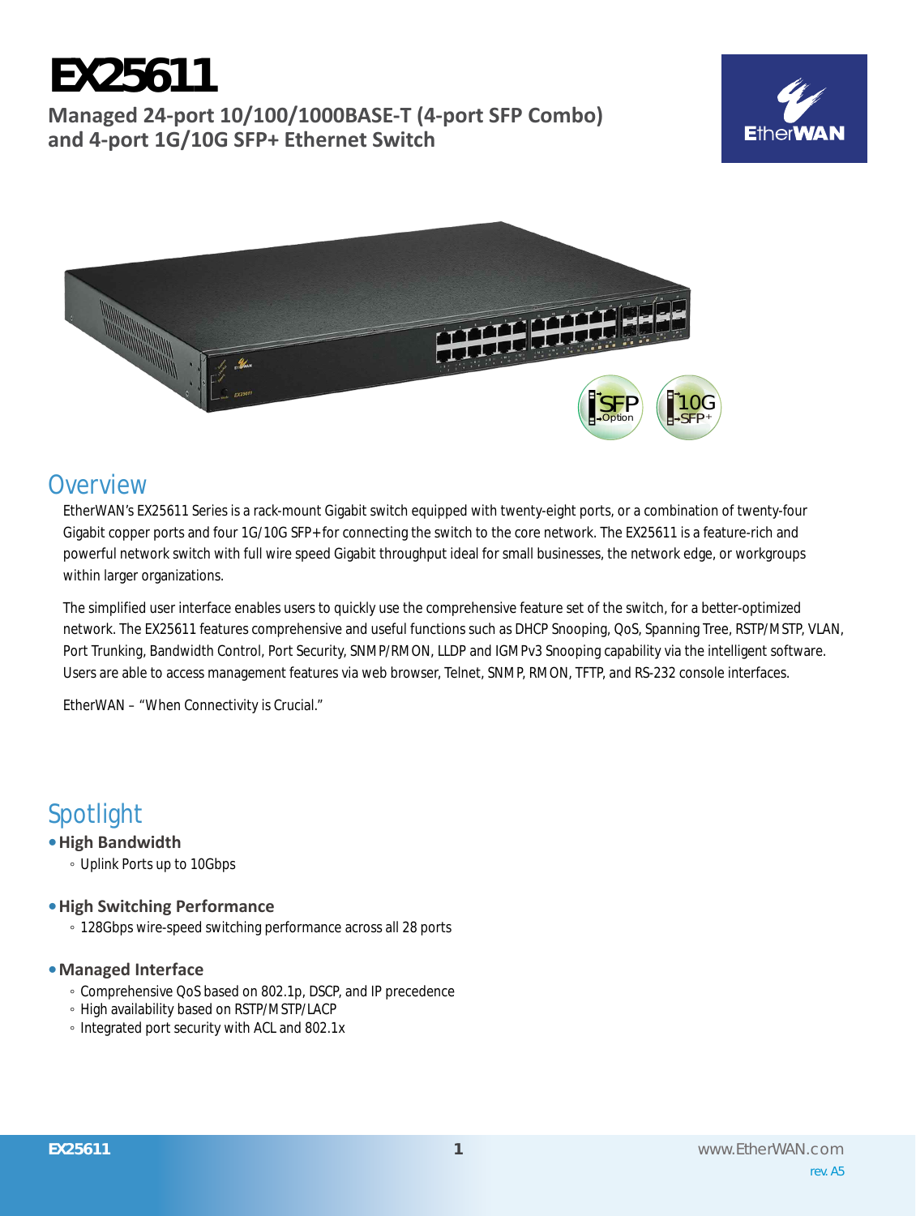# EX25611

## Managed 24-port 10/100/1000BASE-T (4-port SFP Combo) and 4-port 1G/10G SFP+ Ethernet Switch

## Overview

EtherWAN's EX25611 Series is a rack-mount Gigabit switch equipped with twenty-eight ports, or a combination of twenty-four Gigabit copper ports and four 1G/10G SFP+ for connecting the switch to the core network. The EX25611 is a feature-rich and powerful network switch with full wire speed Gigabit throughput ideal for small businesses, the network edge, or workgroups within larger organizations.

The simplified user interface enables users to quickly use the comprehensive feature set of the switch, for a better-optimized network. The EX25611 features comprehensive and useful functions such as DHCP Snooping, QoS, Spanning Tree, RSTP/MSTP, VLAN, Port Trunking, Bandwidth Control, Port Security, SNMP/RMON, LLDP and IGMPv3 Snooping capability via the intelligent software. Users are able to access management features via web browser, Telnet, SNMP, RMON, TFTP, and RS-232 console interfaces.

EtherWAN – "When Connectivity is Crucial."

## Spotlight

- **High Bandwidth**
  - Uplink Ports up to 10Gbps
- **High Switching Performance**
  - 128Gbps wire-speed switching performance across all 28 ports
- **Managed Interface**
  - Comprehensive QoS based on 802.1p, DSCP, and IP precedence
  - High availability based on RSTP/MSTP/LACP
  - Integrated port security with ACL and 802.1x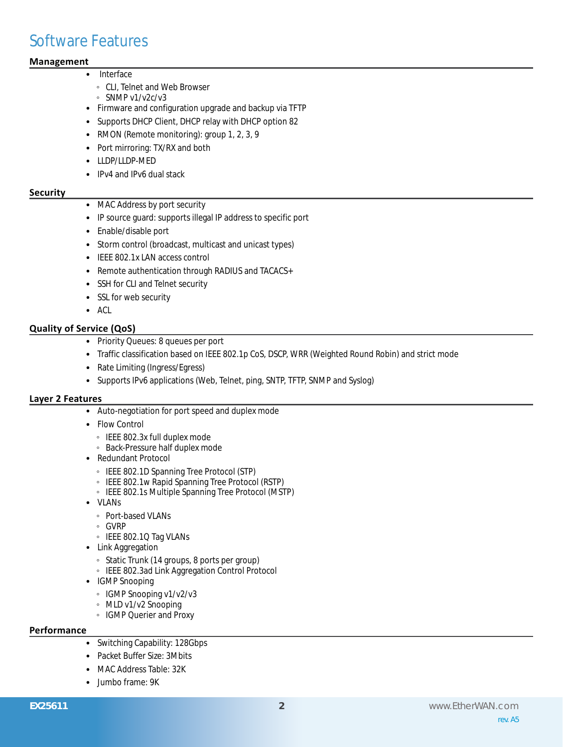# Software Features

## Management

- Interface
  - CLI, Telnet and Web Browser
  - SNMP v1/v2c/v3
- Firmware and configuration upgrade and backup via TFTP
- Supports DHCP Client, DHCP relay with DHCP option 82
- RMON (Remote monitoring): group 1, 2, 3, 9
- Port mirroring: TX/RX and both
- LLDP/LLDP-MED
- IPv4 and IPv6 dual stack

## Security

- MAC Address by port security
- IP source guard: supports illegal IP address to specific port
- Enable/disable port
- Storm control (broadcast, multicast and unicast types)
- IEEE 802.1x LAN access control
- Remote authentication through RADIUS and TACACS+
- SSH for CLI and Telnet security
- SSL for web security
- ACL

## Quality of Service (QoS)

- Priority Queues: 8 queues per port
- Traffic classification based on IEEE 802.1p CoS, DSCP, WRR (Weighted Round Robin) and strict mode
- Rate Limiting (Ingress/Egress)
- Supports IPv6 applications (Web, Telnet, ping, SNTP, TFTP, SNMP and Syslog)

## Layer 2 Features

- Auto-negotiation for port speed and duplex mode
- Flow Control
  - IEEE 802.3x full duplex mode
  - Back-Pressure half duplex mode
- Redundant Protocol
  - IEEE 802.1D Spanning Tree Protocol (STP)
  - IEEE 802.1w Rapid Spanning Tree Protocol (RSTP)
  - IEEE 802.1s Multiple Spanning Tree Protocol (MSTP)
- VLANs
  - Port-based VLANs
  - GVRP
  - IEEE 802.1Q Tag VLANs
- Link Aggregation
  - Static Trunk (14 groups, 8 ports per group)
  - IEEE 802.3ad Link Aggregation Control Protocol
- IGMP Snooping
  - IGMP Snooping v1/v2/v3
  - MLD v1/v2 Snooping
  - IGMP Querier and Proxy

## Performance

- Switching Capability: 128Gbps
- Packet Buffer Size: 3Mbits
- MAC Address Table: 32K
- Jumbo frame: 9K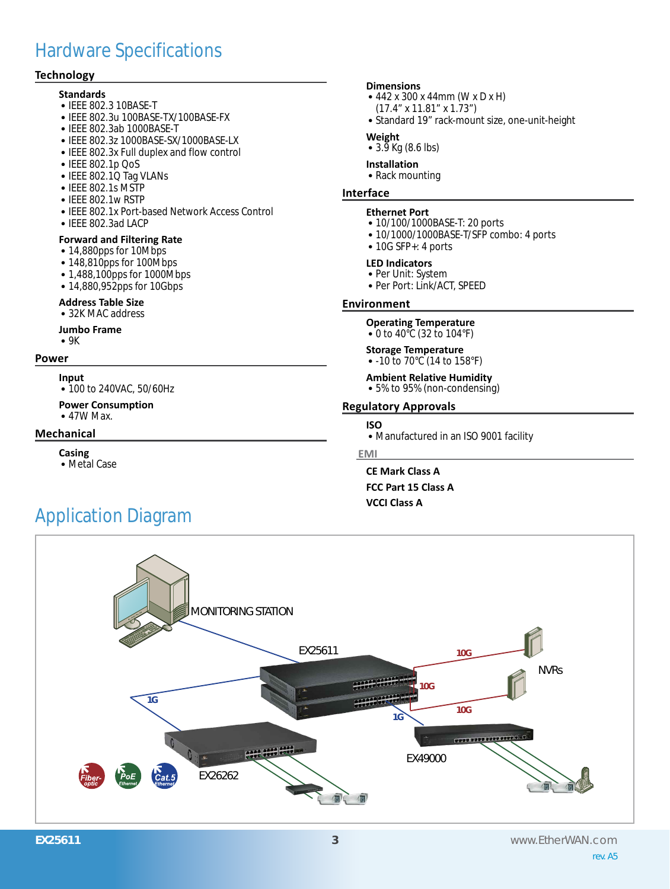# Hardware Specifications

## Technology

**Standards**
- IEEE 802.3 10BASE-T
- IEEE 802.3u 100BASE-TX/100BASE-FX
- IEEE 802.3ab 1000BASE-T
- IEEE 802.3z 1000BASE-SX/1000BASE-LX
- IEEE 802.3x Full duplex and flow control
- IEEE 802.1p QoS
- IEEE 802.1Q Tag VLANs
- IEEE 802.1s MSTP
- IEEE 802.1w RSTP
- IEEE 802.1x Port-based Network Access Control
- IEEE 802.3ad LACP

**Forward and Filtering Rate**
- 14,880pps for 10Mbps
- 148,810pps for 100Mbps
- 1,488,100pps for 1000Mbps
- 14,880,952pps for 10Gbps

**Address Table Size**
- 32K MAC address

**Jumbo Frame**
- 9K

## Power

**Input**
- 100 to 240VAC, 50/60Hz

**Power Consumption**
- 47W Max.

## Mechanical

**Casing**
- Metal Case

**Dimensions**
- 442 x 300 x 44mm (W x D x H) (17.4” x 11.81” x 1.73”)
- Standard 19” rack-mount size, one-unit-height

**Weight**
- 3.9 Kg (8.6 lbs)

**Installation**
- Rack mounting

## Interface

**Ethernet Port**
- 10/100/1000BASE-T: 20 ports
- 10/1000/1000BASE-T/SFP combo: 4 ports
- 10G SFP+: 4 ports

**LED Indicators**
- Per Unit: System
- Per Port: Link/ACT, SPEED

## Environment

**Operating Temperature**
- 0 to 40°C (32 to 104°F)

**Storage Temperature**
- -10 to 70°C (14 to 158°F)

**Ambient Relative Humidity**
- 5% to 95% (non-condensing)

## Regulatory Approvals

**ISO**
- Manufactured in an ISO 9001 facility

### EMI

**CE Mark Class A**

**FCC Part 15 Class A**

**VCCI Class A**

# Application Diagram

MONITORING STATION

EX25611

EX26262

EX49000

NVRs

1G

10G

Fiber-optic

PoE Ethernet

Cat.5 Ethernet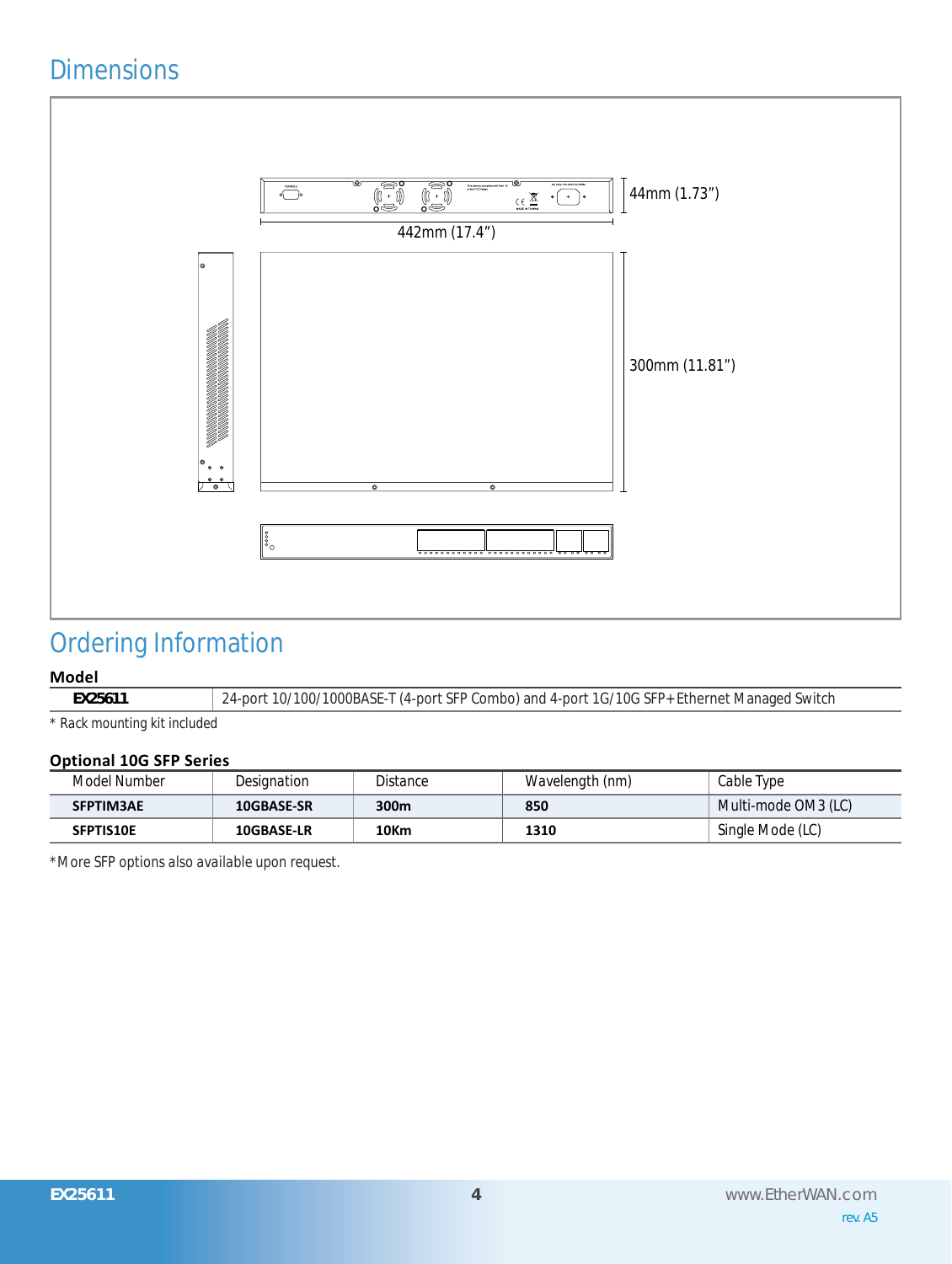# Dimensions

44mm (1.73")

442mm (17.4")

300mm (11.81")

# Ordering Information

### Model

| | |
|---|---|
| **EX25611** | 24-port 10/100/1000BASE-T (4-port SFP Combo) and 4-port 1G/10G SFP+ Ethernet Managed Switch |

* Rack mounting kit included

### Optional 10G SFP Series

| Model Number | Designation | Distance | Wavelength (nm) | Cable Type |
|---|---|---|---|---|
| **SFPTIM3AE** | **10GBASE-SR** | **300m** | **850** | Multi-mode OM3 (LC) |
| **SFPTIS10E** | **10GBASE-LR** | **10Km** | **1310** | Single Mode (LC) |

*More SFP options also available upon request.